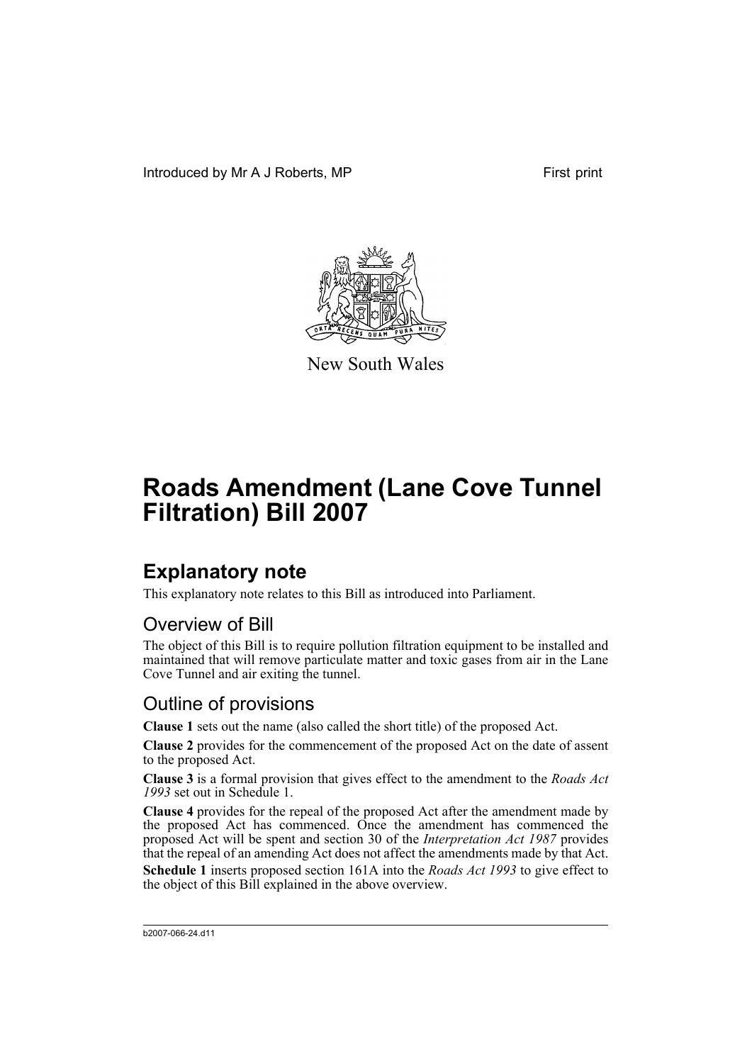Introduced by Mr A J Roberts, MP

First print

New South Wales

# Roads Amendment (Lane Cove Tunnel Filtration) Bill 2007

## Explanatory note

This explanatory note relates to this Bill as introduced into Parliament.

### Overview of Bill

The object of this Bill is to require pollution filtration equipment to be installed and maintained that will remove particulate matter and toxic gases from air in the Lane Cove Tunnel and air exiting the tunnel.

### Outline of provisions

**Clause 1** sets out the name (also called the short title) of the proposed Act.

**Clause 2** provides for the commencement of the proposed Act on the date of assent to the proposed Act.

**Clause 3** is a formal provision that gives effect to the amendment to the *Roads Act 1993* set out in Schedule 1.

**Clause 4** provides for the repeal of the proposed Act after the amendment made by the proposed Act has commenced. Once the amendment has commenced the proposed Act will be spent and section 30 of the *Interpretation Act 1987* provides that the repeal of an amending Act does not affect the amendments made by that Act.

**Schedule 1** inserts proposed section 161A into the *Roads Act 1993* to give effect to the object of this Bill explained in the above overview.

b2007-066-24.d11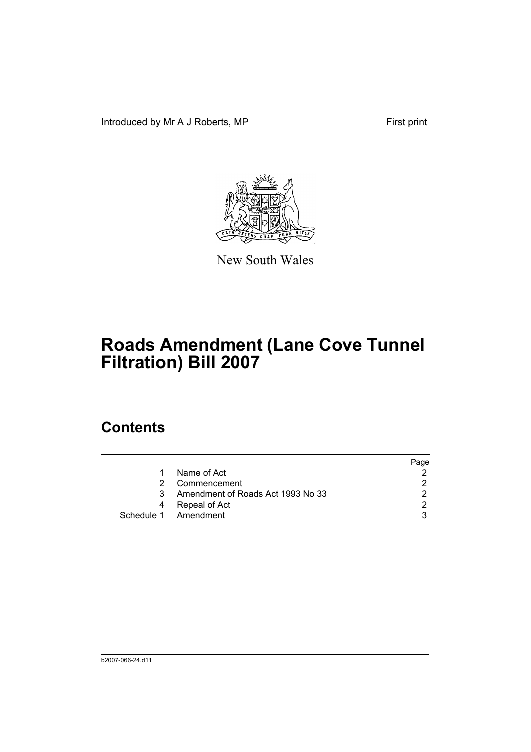Introduced by Mr A J Roberts, MP

First print

New South Wales

# Roads Amendment (Lane Cove Tunnel Filtration) Bill 2007

## Contents

| | | Page |
|---|---|---|
| 1 | Name of Act | 2 |
| 2 | Commencement | 2 |
| 3 | Amendment of Roads Act 1993 No 33 | 2 |
| 4 | Repeal of Act | 2 |
| Schedule 1 | Amendment | 3 |

b2007-066-24.d11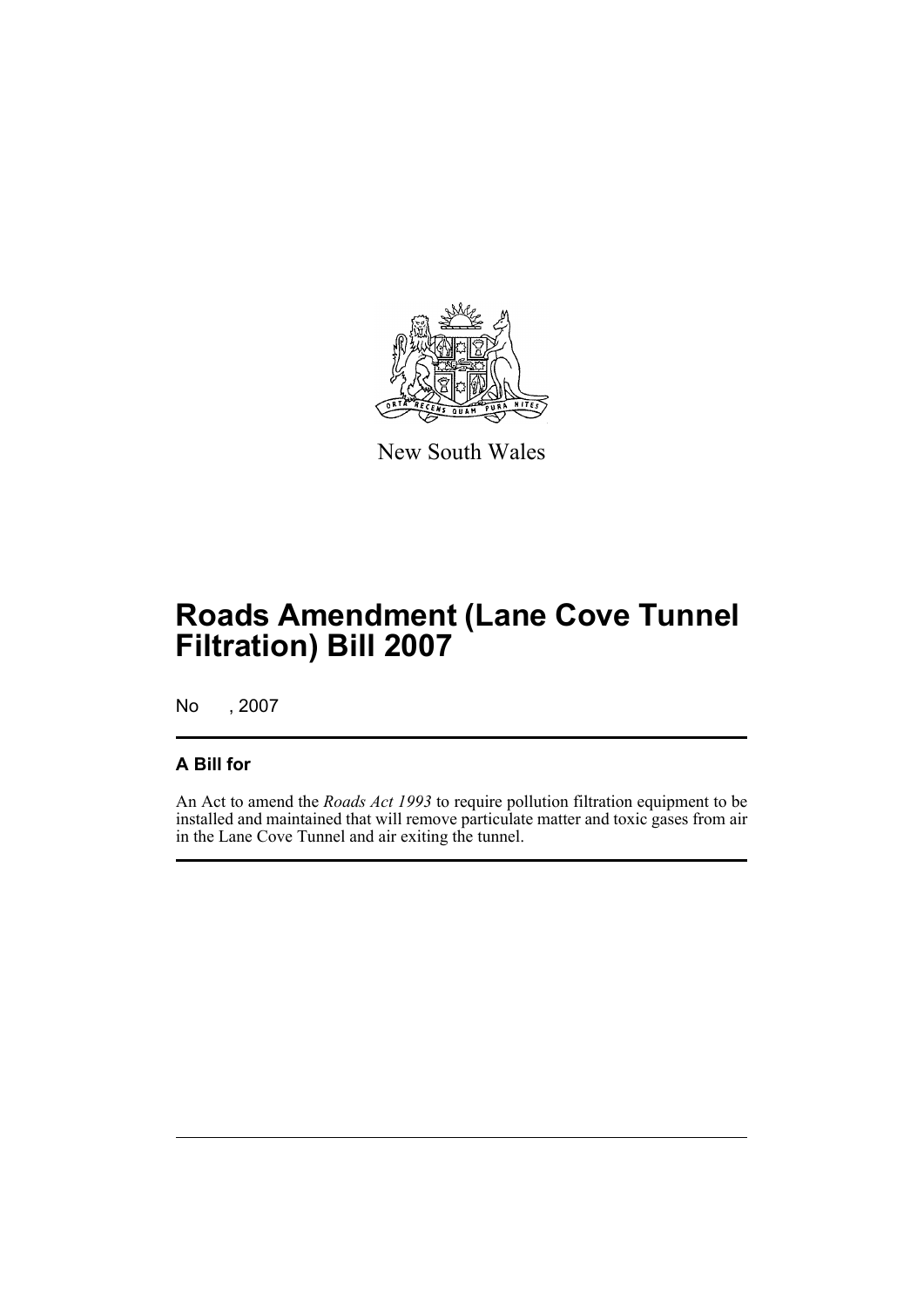New South Wales

# Roads Amendment (Lane Cove Tunnel Filtration) Bill 2007

No , 2007

## A Bill for

An Act to amend the *Roads Act 1993* to require pollution filtration equipment to be installed and maintained that will remove particulate matter and toxic gases from air in the Lane Cove Tunnel and air exiting the tunnel.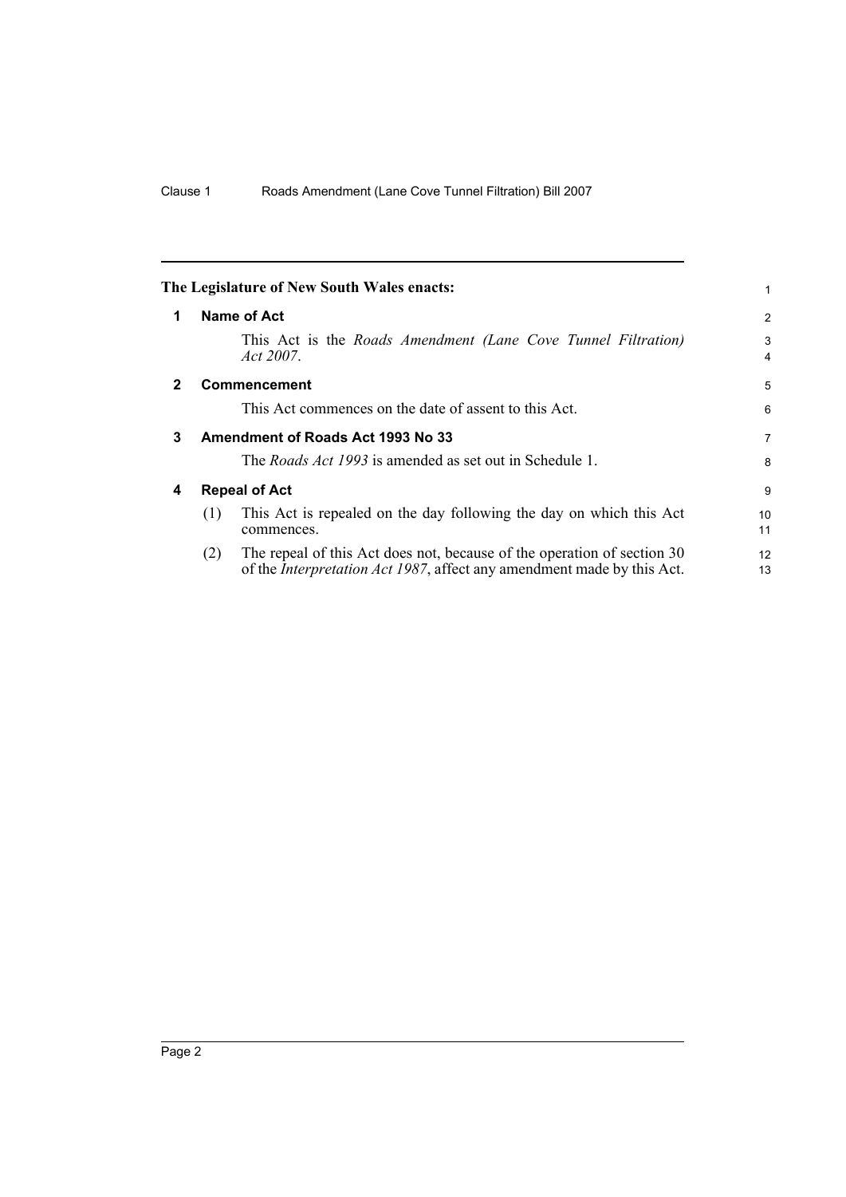**The Legislature of New South Wales enacts:**

## 1 Name of Act

This Act is the *Roads Amendment (Lane Cove Tunnel Filtration) Act 2007*.

## 2 Commencement

This Act commences on the date of assent to this Act.

## 3 Amendment of Roads Act 1993 No 33

The *Roads Act 1993* is amended as set out in Schedule 1.

## 4 Repeal of Act

(1) This Act is repealed on the day following the day on which this Act commences.

(2) The repeal of this Act does not, because of the operation of section 30 of the *Interpretation Act 1987*, affect any amendment made by this Act.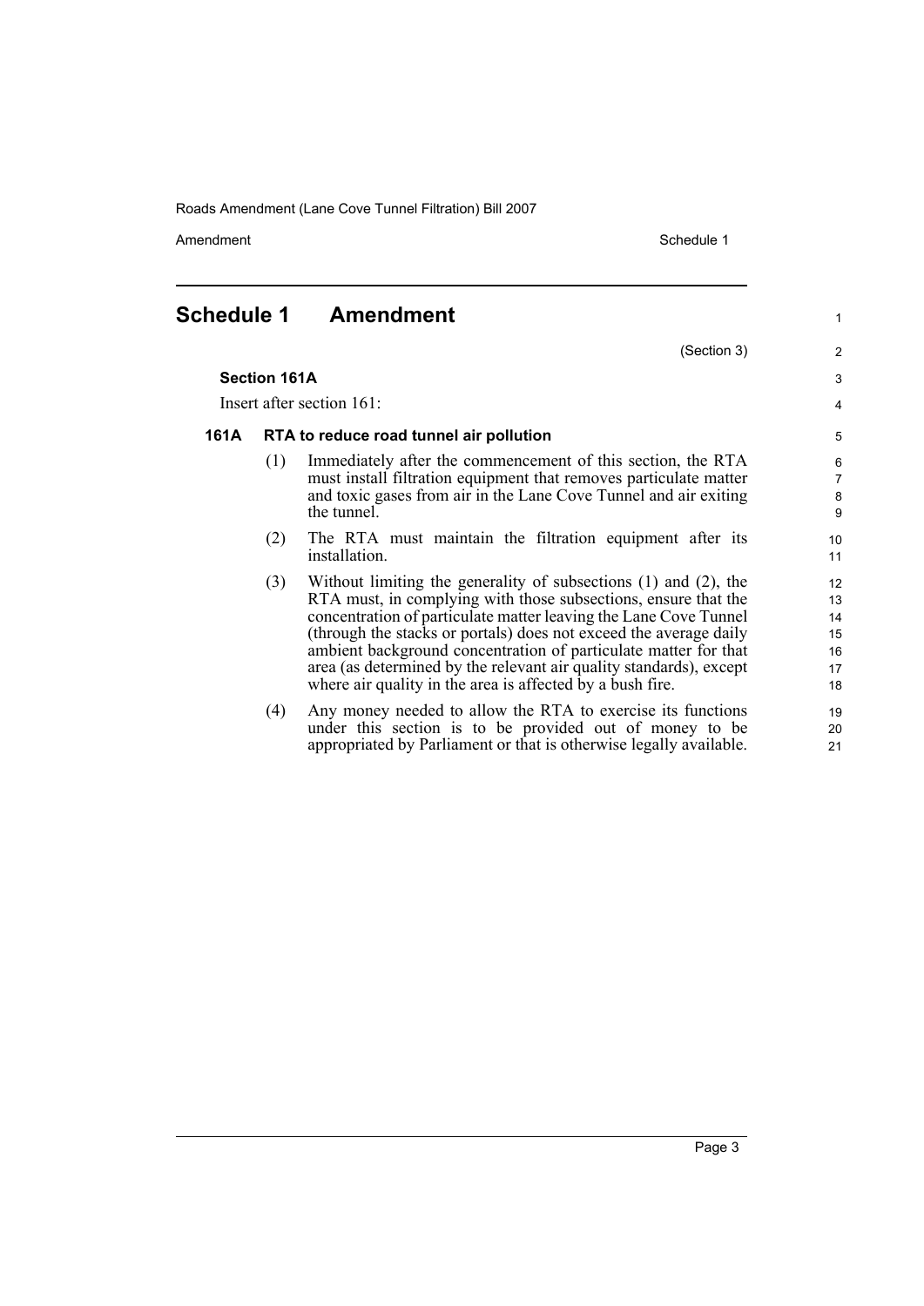# Schedule 1 Amendment

(Section 3)

**Section 161A**

Insert after section 161:

**161A RTA to reduce road tunnel air pollution**

(1) Immediately after the commencement of this section, the RTA must install filtration equipment that removes particulate matter and toxic gases from air in the Lane Cove Tunnel and air exiting the tunnel.

(2) The RTA must maintain the filtration equipment after its installation.

(3) Without limiting the generality of subsections (1) and (2), the RTA must, in complying with those subsections, ensure that the concentration of particulate matter leaving the Lane Cove Tunnel (through the stacks or portals) does not exceed the average daily ambient background concentration of particulate matter for that area (as determined by the relevant air quality standards), except where air quality in the area is affected by a bush fire.

(4) Any money needed to allow the RTA to exercise its functions under this section is to be provided out of money to be appropriated by Parliament or that is otherwise legally available.